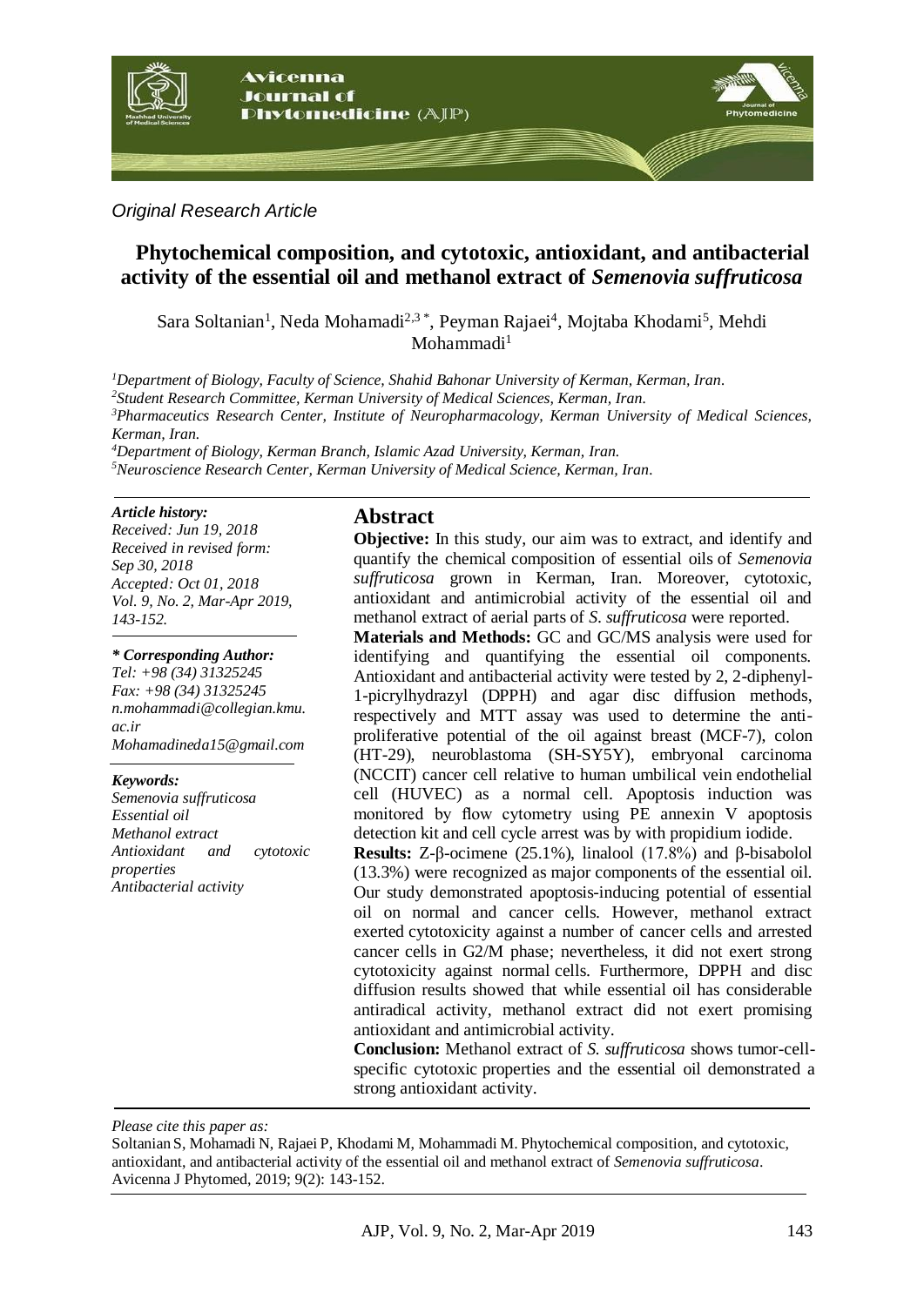*Original Research Article*

# Phytochemical composition, and cytotoxic, antioxidant, and antibacterial activity of the essential oil and methanol extract of *Semenovia suffruticosa*

Sara Soltanian[1], Neda Mohamadi[2,3 *], Peyman Rajaei[4], Mojtaba Khodami[5], Mehdi Mohammadi[1]

[1]*Department of Biology, Faculty of Science, Shahid Bahonar University of Kerman, Kerman, Iran.*
[2]*Student Research Committee, Kerman University of Medical Sciences, Kerman, Iran.*
[3]*Pharmaceutics Research Center, Institute of Neuropharmacology, Kerman University of Medical Sciences, Kerman, Iran.*
[4]*Department of Biology, Kerman Branch, Islamic Azad University, Kerman, Iran.*
[5]*Neuroscience Research Center, Kerman University of Medical Science, Kerman, Iran.*

***Article history:***
*Received: Jun 19, 2018*
*Received in revised form: Sep 30, 2018*
*Accepted: Oct 01, 2018*
*Vol. 9, No. 2, Mar-Apr 2019, 143-152.*

***\* Corresponding Author:***
*Tel: +98 (34) 31325245*
*Fax: +98 (34) 31325245*
*n.mohammadi@collegian.kmu.ac.ir*
*Mohamadineda15@gmail.com*

***Keywords:***
*Semenovia suffruticosa*
*Essential oil*
*Methanol extract*
*Antioxidant and cytotoxic properties*
*Antibacterial activity*

## Abstract

**Objective:** In this study, our aim was to extract, and identify and quantify the chemical composition of essential oils of *Semenovia suffruticosa* grown in Kerman, Iran. Moreover, cytotoxic, antioxidant and antimicrobial activity of the essential oil and methanol extract of aerial parts of *S. suffruticosa* were reported.

**Materials and Methods:** GC and GC/MS analysis were used for identifying and quantifying the essential oil components. Antioxidant and antibacterial activity were tested by 2, 2-diphenyl-1-picrylhydrazyl (DPPH) and agar disc diffusion methods, respectively and MTT assay was used to determine the anti-proliferative potential of the oil against breast (MCF-7), colon (HT-29), neuroblastoma (SH-SY5Y), embryonal carcinoma (NCCIT) cancer cell relative to human umbilical vein endothelial cell (HUVEC) as a normal cell. Apoptosis induction was monitored by flow cytometry using PE annexin V apoptosis detection kit and cell cycle arrest was by with propidium iodide.

**Results:** Z-β-ocimene (25.1%), linalool (17.8%) and β-bisabolol (13.3%) were recognized as major components of the essential oil. Our study demonstrated apoptosis-inducing potential of essential oil on normal and cancer cells. However, methanol extract exerted cytotoxicity against a number of cancer cells and arrested cancer cells in G2/M phase; nevertheless, it did not exert strong cytotoxicity against normal cells. Furthermore, DPPH and disc diffusion results showed that while essential oil has considerable antiradical activity, methanol extract did not exert promising antioxidant and antimicrobial activity.

**Conclusion:** Methanol extract of *S. suffruticosa* shows tumor-cell-specific cytotoxic properties and the essential oil demonstrated a strong antioxidant activity.

*Please cite this paper as:*

Soltanian S, Mohamadi N, Rajaei P, Khodami M, Mohammadi M. Phytochemical composition, and cytotoxic, antioxidant, and antibacterial activity of the essential oil and methanol extract of *Semenovia suffruticosa*. Avicenna J Phytomed, 2019; 9(2): 143-152.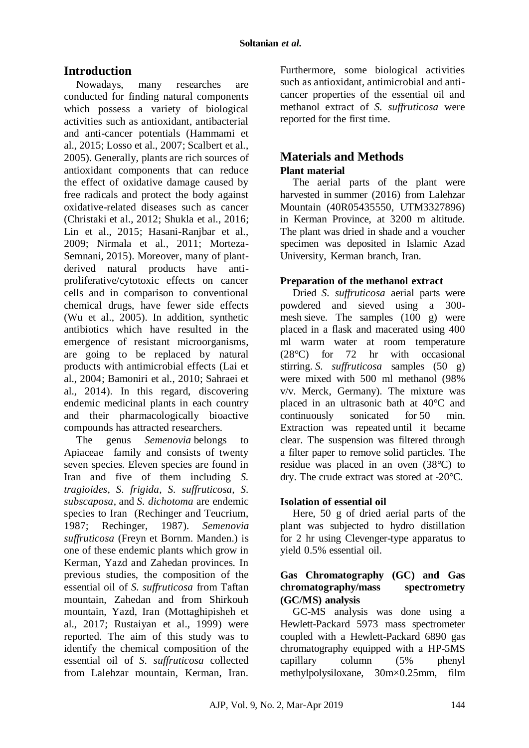## Introduction

Nowadays, many researches are conducted for finding natural components which possess a variety of biological activities such as antioxidant, antibacterial and anti-cancer potentials (Hammami et al., 2015; Losso et al., 2007; Scalbert et al., 2005). Generally, plants are rich sources of antioxidant components that can reduce the effect of oxidative damage caused by free radicals and protect the body against oxidative-related diseases such as cancer (Christaki et al., 2012; Shukla et al., 2016; Lin et al., 2015; Hasani-Ranjbar et al., 2009; Nirmala et al., 2011; Morteza-Semnani, 2015). Moreover, many of plant-derived natural products have anti-proliferative/cytotoxic effects on cancer cells and in comparison to conventional chemical drugs, have fewer side effects (Wu et al., 2005). In addition, synthetic antibiotics which have resulted in the emergence of resistant microorganisms, are going to be replaced by natural products with antimicrobial effects (Lai et al., 2004; Bamoniri et al., 2010; Sahraei et al., 2014). In this regard, discovering endemic medicinal plants in each country and their pharmacologically bioactive compounds has attracted researchers.

The genus *Semenovia* belongs to Apiaceae family and consists of twenty seven species. Eleven species are found in Iran and five of them including *S. tragioides*, *S. frigida*, *S. suffruticosa*, *S. subscaposa*, and *S. dichotoma* are endemic species to Iran (Rechinger and Teucrium, 1987; Rechinger, 1987). *Semenovia suffruticosa* (Freyn et Bornm. Manden.) is one of these endemic plants which grow in Kerman, Yazd and Zahedan provinces. In previous studies, the composition of the essential oil of *S. suffruticosa* from Taftan mountain, Zahedan and from Shirkouh mountain, Yazd, Iran (Mottaghipisheh et al., 2017; Rustaiyan et al., 1999) were reported. The aim of this study was to identify the chemical composition of the essential oil of *S. suffruticosa* collected from Lalehzar mountain, Kerman, Iran. Furthermore, some biological activities such as antioxidant, antimicrobial and anti-cancer properties of the essential oil and methanol extract of *S. suffruticosa* were reported for the first time.

## Materials and Methods

### Plant material

The aerial parts of the plant were harvested in summer (2016) from Lalehzar Mountain (40R05435550, UTM3327896) in Kerman Province, at 3200 m altitude. The plant was dried in shade and a voucher specimen was deposited in Islamic Azad University, Kerman branch, Iran.

### Preparation of the methanol extract

Dried *S. suffruticosa* aerial parts were powdered and sieved using a 300-mesh sieve. The samples (100 g) were placed in a flask and macerated using 400 ml warm water at room temperature (28°C) for 72 hr with occasional stirring. *S. suffruticosa* samples (50 g) were mixed with 500 ml methanol (98% v/v. Merck, Germany). The mixture was placed in an ultrasonic bath at 40°C and continuously sonicated for 50 min. Extraction was repeated until it became clear. The suspension was filtered through a filter paper to remove solid particles. The residue was placed in an oven (38°C) to dry. The crude extract was stored at -20°C.

### Isolation of essential oil

Here, 50 g of dried aerial parts of the plant was subjected to hydro distillation for 2 hr using Clevenger-type apparatus to yield 0.5% essential oil.

### Gas Chromatography (GC) and Gas chromatography/mass spectrometry (GC/MS) analysis

GC-MS analysis was done using a Hewlett-Packard 5973 mass spectrometer coupled with a Hewlett-Packard 6890 gas chromatography equipped with a HP-5MS capillary column (5% phenyl methylpolysiloxane, 30m×0.25mm, film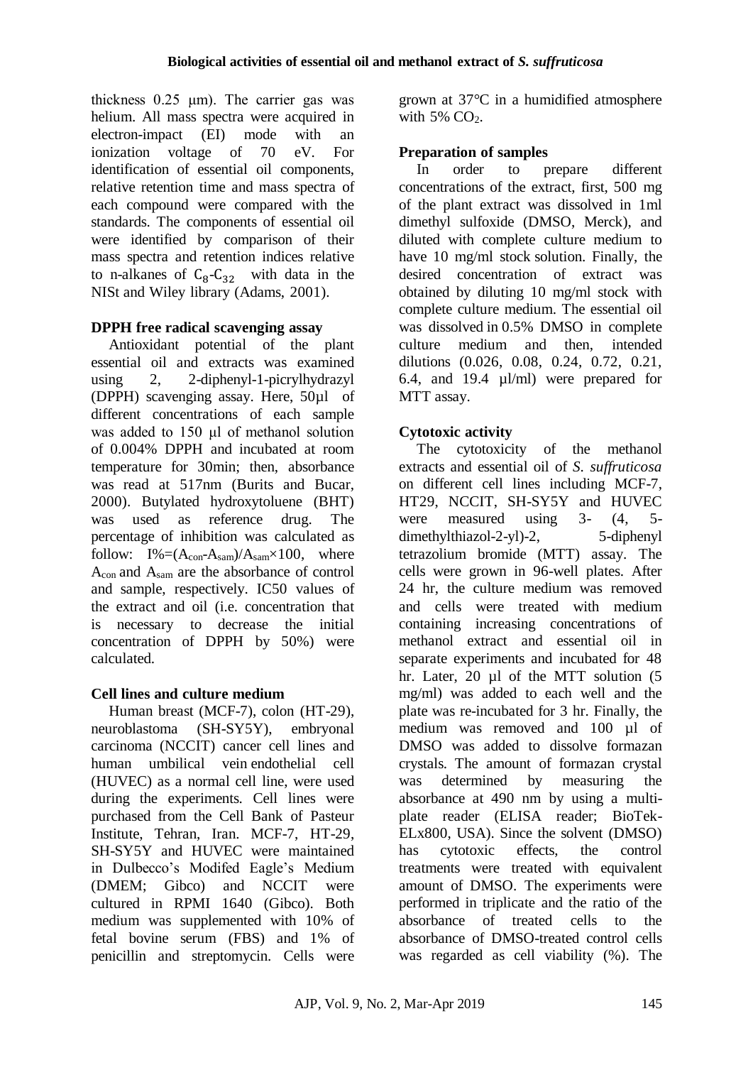thickness 0.25 μm). The carrier gas was helium. All mass spectra were acquired in electron-impact (EI) mode with an ionization voltage of 70 eV. For identification of essential oil components, relative retention time and mass spectra of each compound were compared with the standards. The components of essential oil were identified by comparison of their mass spectra and retention indices relative to n-alkanes of $C_8$-$C_{32}$ with data in the NISt and Wiley library (Adams, 2001).

### DPPH free radical scavenging assay

Antioxidant potential of the plant essential oil and extracts was examined using 2, 2-diphenyl-1-picrylhydrazyl (DPPH) scavenging assay. Here, 50µl of different concentrations of each sample was added to 150 μl of methanol solution of 0.004% DPPH and incubated at room temperature for 30min; then, absorbance was read at 517nm (Burits and Bucar, 2000). Butylated hydroxytoluene (BHT) was used as reference drug. The percentage of inhibition was calculated as follow: $I\%=(A_{con}-A_{sam})/A_{sam}\times100$, where $A_{con}$ and $A_{sam}$ are the absorbance of control and sample, respectively. IC50 values of the extract and oil (i.e. concentration that is necessary to decrease the initial concentration of DPPH by 50%) were calculated.

### Cell lines and culture medium

Human breast (MCF-7), colon (HT-29), neuroblastoma (SH-SY5Y), embryonal carcinoma (NCCIT) cancer cell lines and human umbilical vein endothelial cell (HUVEC) as a normal cell line, were used during the experiments. Cell lines were purchased from the Cell Bank of Pasteur Institute, Tehran, Iran. MCF-7, HT-29, SH-SY5Y and HUVEC were maintained in Dulbecco's Modifed Eagle's Medium (DMEM; Gibco) and NCCIT were cultured in RPMI 1640 (Gibco). Both medium was supplemented with 10% of fetal bovine serum (FBS) and 1% of penicillin and streptomycin. Cells were grown at 37°C in a humidified atmosphere with 5% $CO_2$.

### Preparation of samples

In order to prepare different concentrations of the extract, first, 500 mg of the plant extract was dissolved in 1ml dimethyl sulfoxide (DMSO, Merck), and diluted with complete culture medium to have 10 mg/ml stock solution. Finally, the desired concentration of extract was obtained by diluting 10 mg/ml stock with complete culture medium. The essential oil was dissolved in 0.5% DMSO in complete culture medium and then, intended dilutions (0.026, 0.08, 0.24, 0.72, 0.21, 6.4, and 19.4 µl/ml) were prepared for MTT assay.

### Cytotoxic activity

The cytotoxicity of the methanol extracts and essential oil of *S. suffruticosa* on different cell lines including MCF-7, HT29, NCCIT, SH-SY5Y and HUVEC were measured using 3- (4, 5-dimethylthiazol-2-yl)-2, 5-diphenyl tetrazolium bromide (MTT) assay. The cells were grown in 96-well plates. After 24 hr, the culture medium was removed and cells were treated with medium containing increasing concentrations of methanol extract and essential oil in separate experiments and incubated for 48 hr. Later, 20 µl of the MTT solution (5 mg/ml) was added to each well and the plate was re-incubated for 3 hr. Finally, the medium was removed and 100 µl of DMSO was added to dissolve formazan crystals. The amount of formazan crystal was determined by measuring the absorbance at 490 nm by using a multi-plate reader (ELISA reader; BioTek-ELx800, USA). Since the solvent (DMSO) has cytotoxic effects, the control treatments were treated with equivalent amount of DMSO. The experiments were performed in triplicate and the ratio of the absorbance of treated cells to the absorbance of DMSO-treated control cells was regarded as cell viability (%). The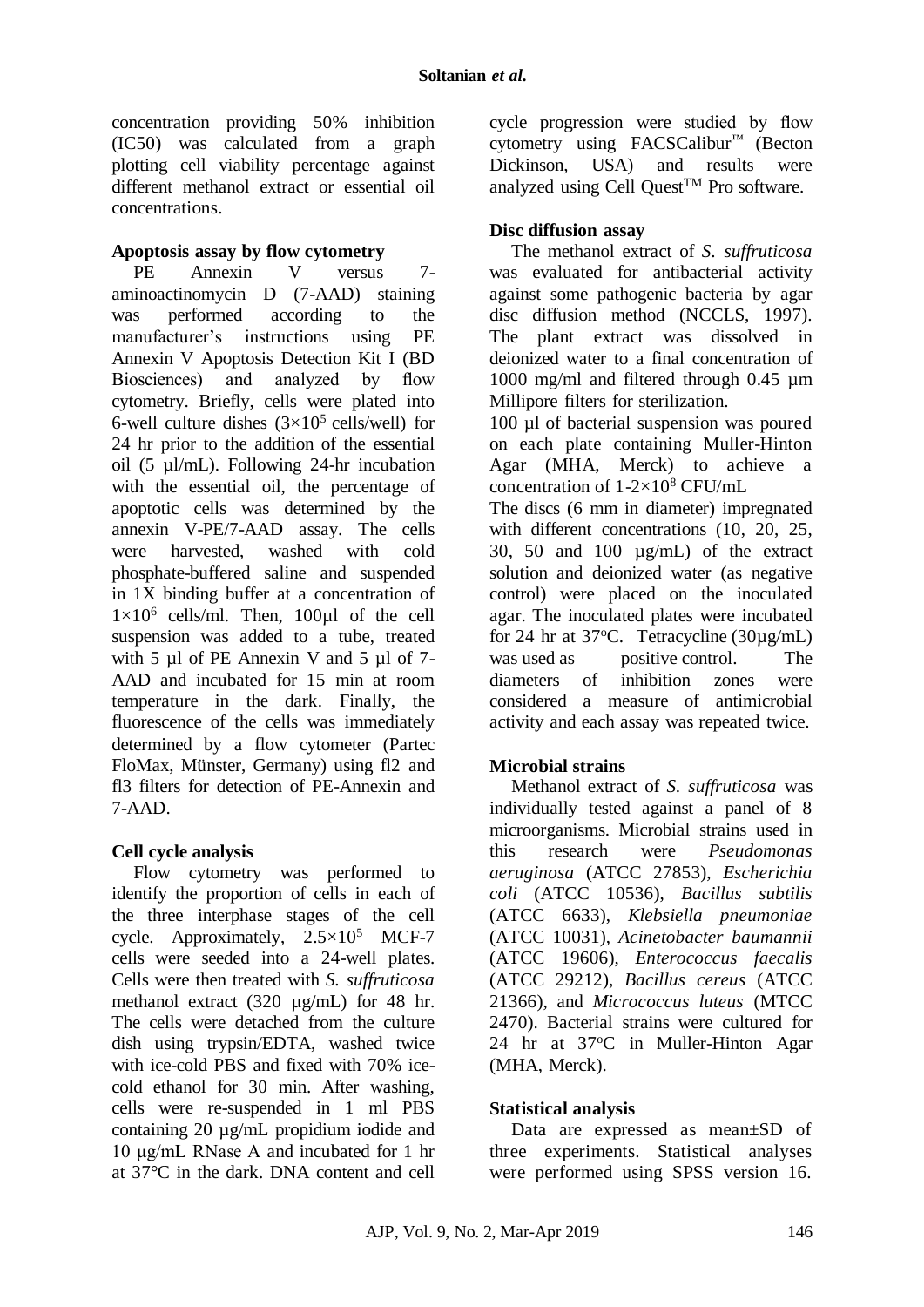concentration providing 50% inhibition (IC50) was calculated from a graph plotting cell viability percentage against different methanol extract or essential oil concentrations.

### Apoptosis assay by flow cytometry

PE Annexin V versus 7-aminoactinomycin D (7-AAD) staining was performed according to the manufacturer's instructions using PE Annexin V Apoptosis Detection Kit I (BD Biosciences) and analyzed by flow cytometry. Briefly, cells were plated into 6-well culture dishes ($3\times10^5$ cells/well) for 24 hr prior to the addition of the essential oil (5 µl/mL). Following 24-hr incubation with the essential oil, the percentage of apoptotic cells was determined by the annexin V-PE/7-AAD assay. The cells were harvested, washed with cold phosphate-buffered saline and suspended in 1X binding buffer at a concentration of $1\times10^6$ cells/ml. Then, 100µl of the cell suspension was added to a tube, treated with 5 µl of PE Annexin V and 5 µl of 7-AAD and incubated for 15 min at room temperature in the dark. Finally, the fluorescence of the cells was immediately determined by a flow cytometer (Partec FloMax, Münster, Germany) using fl2 and fl3 filters for detection of PE-Annexin and 7-AAD.

### Cell cycle analysis

Flow cytometry was performed to identify the proportion of cells in each of the three interphase stages of the cell cycle. Approximately, $2.5\times10^5$ MCF-7 cells were seeded into a 24-well plates. Cells were then treated with *S. suffruticosa* methanol extract (320 µg/mL) for 48 hr. The cells were detached from the culture dish using trypsin/EDTA, washed twice with ice-cold PBS and fixed with 70% ice-cold ethanol for 30 min. After washing, cells were re-suspended in 1 ml PBS containing 20 µg/mL propidium iodide and 10 µg/mL RNase A and incubated for 1 hr at 37°C in the dark. DNA content and cell cycle progression were studied by flow cytometry using FACSCalibur™ (Becton Dickinson, USA) and results were analyzed using Cell Quest™ Pro software.

### Disc diffusion assay

The methanol extract of *S. suffruticosa* was evaluated for antibacterial activity against some pathogenic bacteria by agar disc diffusion method (NCCLS, 1997). The plant extract was dissolved in deionized water to a final concentration of 1000 mg/ml and filtered through 0.45 µm Millipore filters for sterilization.

100 µl of bacterial suspension was poured on each plate containing Muller-Hinton Agar (MHA, Merck) to achieve a concentration of $1\text{-}2\times10^8$ CFU/mL

The discs (6 mm in diameter) impregnated with different concentrations (10, 20, 25, 30, 50 and 100 µg/mL) of the extract solution and deionized water (as negative control) were placed on the inoculated agar. The inoculated plates were incubated for 24 hr at 37°C. Tetracycline (30µg/mL) was used as positive control. The diameters of inhibition zones were considered a measure of antimicrobial activity and each assay was repeated twice.

### Microbial strains

Methanol extract of *S. suffruticosa* was individually tested against a panel of 8 microorganisms. Microbial strains used in this research were *Pseudomonas aeruginosa* (ATCC 27853), *Escherichia coli* (ATCC 10536), *Bacillus subtilis* (ATCC 6633), *Klebsiella pneumoniae* (ATCC 10031), *Acinetobacter baumannii* (ATCC 19606), *Enterococcus faecalis* (ATCC 29212), *Bacillus cereus* (ATCC 21366), and *Micrococcus luteus* (MTCC 2470). Bacterial strains were cultured for 24 hr at 37°C in Muller-Hinton Agar (MHA, Merck).

### Statistical analysis

Data are expressed as mean±SD of three experiments. Statistical analyses were performed using SPSS version 16.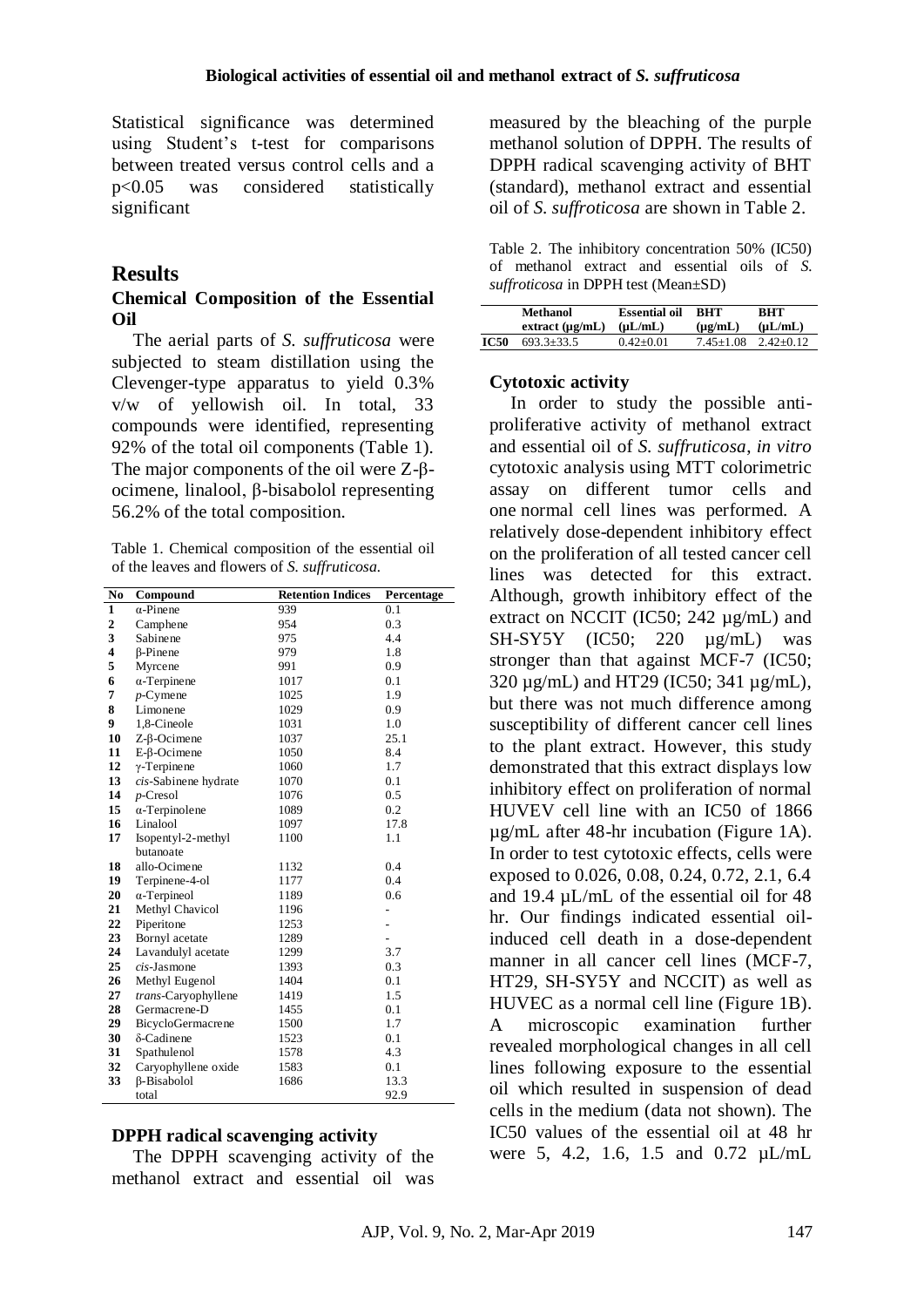Statistical significance was determined using Student's t-test for comparisons between treated versus control cells and a $p<0.05$ was considered statistically significant

## Results

### Chemical Composition of the Essential Oil

The aerial parts of *S. suffruticosa* were subjected to steam distillation using the Clevenger-type apparatus to yield 0.3% v/w of yellowish oil. In total, 33 compounds were identified, representing 92% of the total oil components (Table 1). The major components of the oil were Z-β-ocimene, linalool, β-bisabolol representing 56.2% of the total composition.

Table 1. Chemical composition of the essential oil of the leaves and flowers of *S. suffruticosa.*

| No | Compound | Retention Indices | Percentage |
|---|---|---|---|
| 1 | α-Pinene | 939 | 0.1 |
| 2 | Camphene | 954 | 0.3 |
| 3 | Sabinene | 975 | 4.4 |
| 4 | β-Pinene | 979 | 1.8 |
| 5 | Myrcene | 991 | 0.9 |
| 6 | α-Terpinene | 1017 | 0.1 |
| 7 | *p*-Cymene | 1025 | 1.9 |
| 8 | Limonene | 1029 | 0.9 |
| 9 | 1,8-Cineole | 1031 | 1.0 |
| 10 | Z-β-Ocimene | 1037 | 25.1 |
| 11 | E-β-Ocimene | 1050 | 8.4 |
| 12 | γ-Terpinene | 1060 | 1.7 |
| 13 | *cis*-Sabinene hydrate | 1070 | 0.1 |
| 14 | *p*-Cresol | 1076 | 0.5 |
| 15 | α-Terpinolene | 1089 | 0.2 |
| 16 | Linalool | 1097 | 17.8 |
| 17 | Isopentyl-2-methyl butanoate | 1100 | 1.1 |
| 18 | allo-Ocimene | 1132 | 0.4 |
| 19 | Terpinene-4-ol | 1177 | 0.4 |
| 20 | α-Terpineol | 1189 | 0.6 |
| 21 | Methyl Chavicol | 1196 | - |
| 22 | Piperitone | 1253 | - |
| 23 | Bornyl acetate | 1289 | - |
| 24 | Lavandulyl acetate | 1299 | 3.7 |
| 25 | *cis*-Jasmone | 1393 | 0.3 |
| 26 | Methyl Eugenol | 1404 | 0.1 |
| 27 | *trans*-Caryophyllene | 1419 | 1.5 |
| 28 | Germacrene-D | 1455 | 0.1 |
| 29 | BicycloGermacrene | 1500 | 1.7 |
| 30 | δ-Cadinene | 1523 | 0.1 |
| 31 | Spathulenol | 1578 | 4.3 |
| 32 | Caryophyllene oxide | 1583 | 0.1 |
| 33 | β-Bisabolol | 1686 | 13.3 |
| | total | | 92.9 |

### DPPH radical scavenging activity

The DPPH scavenging activity of the methanol extract and essential oil was measured by the bleaching of the purple methanol solution of DPPH. The results of DPPH radical scavenging activity of BHT (standard), methanol extract and essential oil of *S. suffroticosa* are shown in Table 2.

Table 2. The inhibitory concentration 50% (IC50) of methanol extract and essential oils of *S. suffroticosa* in DPPH test (Mean±SD)

| | Methanol extract (µg/mL) | Essential oil (µL/mL) | BHT (µg/mL) | BHT (µL/mL) |
|---|---|---|---|---|
| **IC50** | 693.3±33.5 | 0.42±0.01 | 7.45±1.08 | 2.42±0.12 |

### Cytotoxic activity

In order to study the possible anti-proliferative activity of methanol extract and essential oil of *S. suffruticosa*, *in vitro* cytotoxic analysis using MTT colorimetric assay on different tumor cells and one normal cell lines was performed. A relatively dose-dependent inhibitory effect on the proliferation of all tested cancer cell lines was detected for this extract. Although, growth inhibitory effect of the extract on NCCIT (IC50; 242 µg/mL) and SH-SY5Y (IC50; 220 µg/mL) was stronger than that against MCF-7 (IC50; 320 µg/mL) and HT29 (IC50; 341 µg/mL), but there was not much difference among susceptibility of different cancer cell lines to the plant extract. However, this study demonstrated that this extract displays low inhibitory effect on proliferation of normal HUVEV cell line with an IC50 of 1866 µg/mL after 48-hr incubation (Figure 1A). In order to test cytotoxic effects, cells were exposed to 0.026, 0.08, 0.24, 0.72, 2.1, 6.4 and 19.4 µL/mL of the essential oil for 48 hr. Our findings indicated essential oil-induced cell death in a dose-dependent manner in all cancer cell lines (MCF-7, HT29, SH-SY5Y and NCCIT) as well as HUVEC as a normal cell line (Figure 1B). A microscopic examination further revealed morphological changes in all cell lines following exposure to the essential oil which resulted in suspension of dead cells in the medium (data not shown). The IC50 values of the essential oil at 48 hr were 5, 4.2, 1.6, 1.5 and 0.72 µL/mL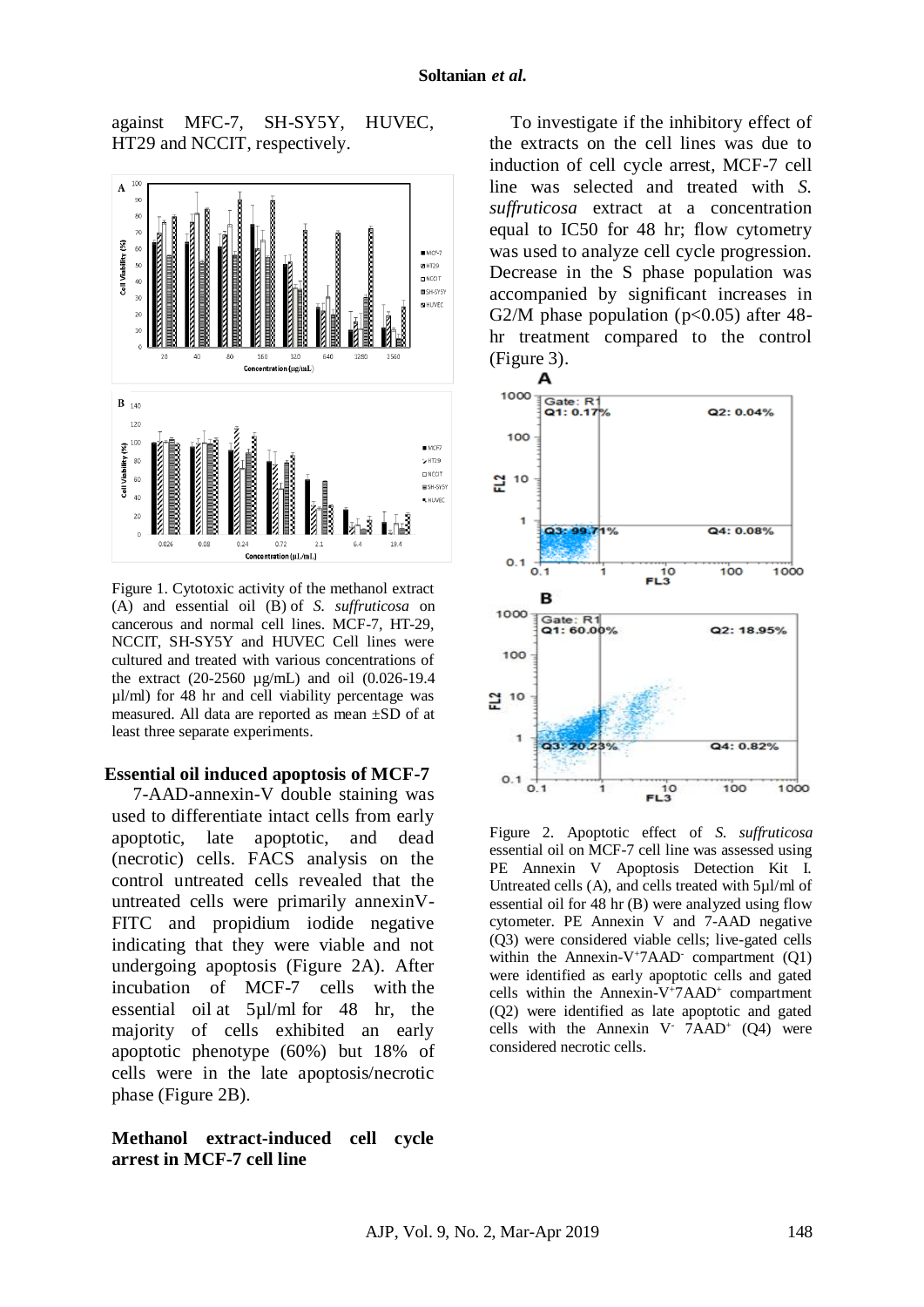against MFC-7, SH-SY5Y, HUVEC, HT29 and NCCIT, respectively.

A

Cell Viability (%)

100
90
80
70
60
50
40
30
20
10
0

20 40 80 160 320 640 1280 2560

Concentration (µg/mL)

MCF-7
HT29
NCCIT
SH-SY5Y
HUVEC

B

Cell Viability (%)

140
120
100
80
60
40
20
0

0.026 0.08 0.24 0.72 2.1 6.4 19.4

Concentration (µL/mL)

MCF7
HT29
NCCIT
SH-SY5Y
HUVEC

Figure 1. Cytotoxic activity of the methanol extract (A) and essential oil (B) of *S. suffruticosa* on cancerous and normal cell lines. MCF-7, HT-29, NCCIT, SH-SY5Y and HUVEC Cell lines were cultured and treated with various concentrations of the extract (20-2560 µg/mL) and oil (0.026-19.4 µl/ml) for 48 hr and cell viability percentage was measured. All data are reported as mean ±SD of at least three separate experiments.

## Essential oil induced apoptosis of MCF-7

7-AAD-annexin-V double staining was used to differentiate intact cells from early apoptotic, late apoptotic, and dead (necrotic) cells. FACS analysis on the control untreated cells revealed that the untreated cells were primarily annexinV-FITC and propidium iodide negative indicating that they were viable and not undergoing apoptosis (Figure 2A). After incubation of MCF-7 cells with the essential oil at 5µl/ml for 48 hr, the majority of cells exhibited an early apoptotic phenotype (60%) but 18% of cells were in the late apoptosis/necrotic phase (Figure 2B).

## Methanol extract-induced cell cycle arrest in MCF-7 cell line

To investigate if the inhibitory effect of the extracts on the cell lines was due to induction of cell cycle arrest, MCF-7 cell line was selected and treated with *S. suffruticosa* extract at a concentration equal to IC50 for 48 hr; flow cytometry was used to analyze cell cycle progression. Decrease in the S phase population was accompanied by significant increases in G2/M phase population ($p<0.05$) after 48-hr treatment compared to the control (Figure 3).

A

Gate: R1
Q1: 0.17%
Q2: 0.04%
Q3: 99.71%
Q4: 0.08%

FL2
FL3

1000
100
10
1
0.1

0.1 1 10 100 1000

B

Gate: R1
Q1: 60.00%
Q2: 18.95%
Q3: 20.23%
Q4: 0.82%

FL2
FL3

1000
100
10
1
0.1

0.1 1 10 100 1000

Figure 2. Apoptotic effect of *S. suffruticosa* essential oil on MCF-7 cell line was assessed using PE Annexin V Apoptosis Detection Kit I. Untreated cells (A), and cells treated with 5µl/ml of essential oil for 48 hr (B) were analyzed using flow cytometer. PE Annexin V and 7-AAD negative (Q3) were considered viable cells; live-gated cells within the Annexin-$V^{+}$7AAD$^{-}$ compartment (Q1) were identified as early apoptotic cells and gated cells within the Annexin-$V^{+}$7AAD$^{+}$ compartment (Q2) were identified as late apoptotic and gated cells with the Annexin $V^{-}$ 7AAD$^{+}$ (Q4) were considered necrotic cells.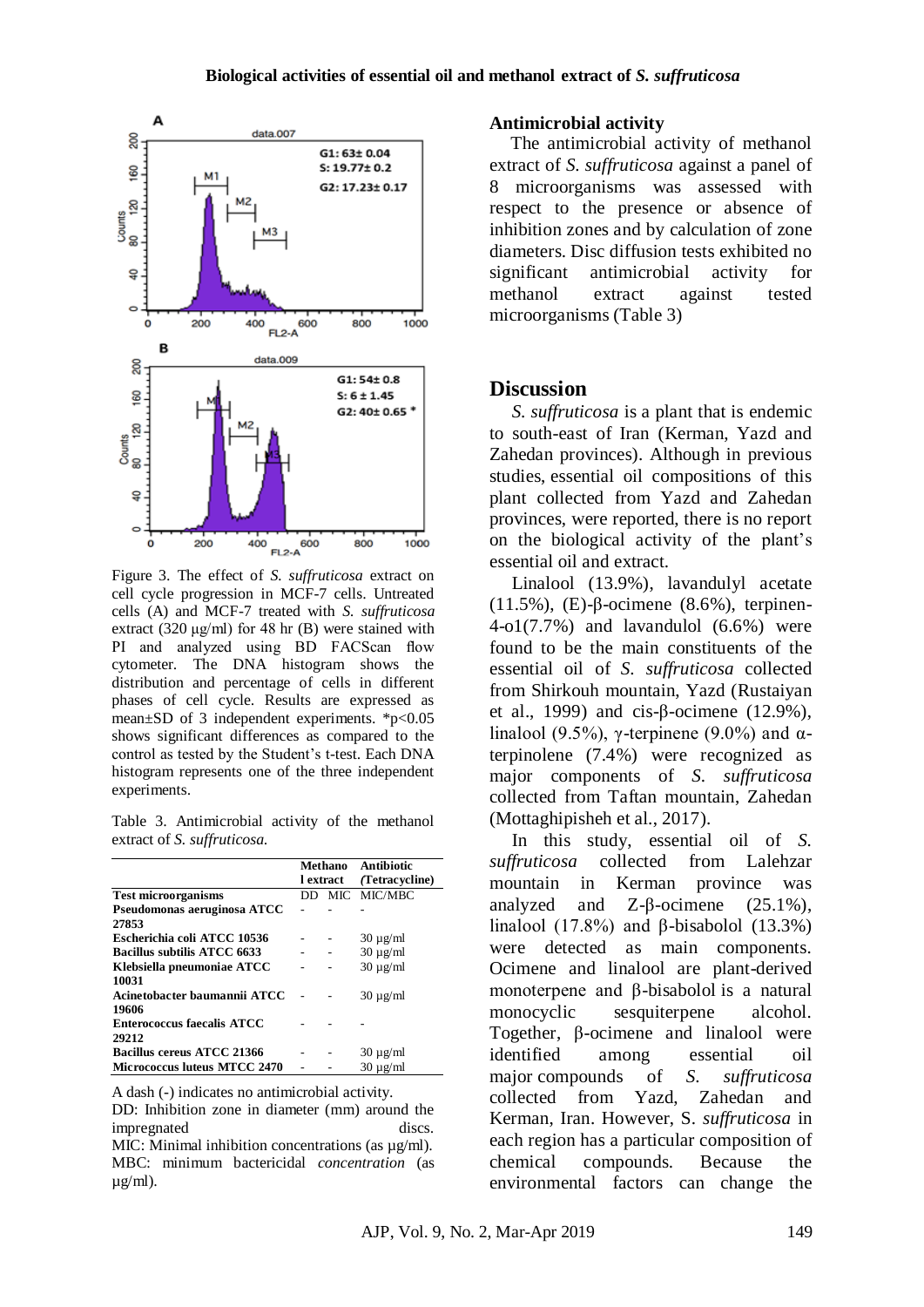A

data.007

G1: 63± 0.04
S: 19.77± 0.2
G2: 17.23± 0.17

M1
M2
M3

Counts
FL2-A

B

data.009

G1: 54± 0.8
S: 6 ± 1.45
G2: 40± 0.65 *

M1
M2
M3

Counts
FL2-A

Figure 3. The effect of *S. suffruticosa* extract on cell cycle progression in MCF-7 cells. Untreated cells (A) and MCF-7 treated with *S. suffruticosa* extract (320 µg/ml) for 48 hr (B) were stained with PI and analyzed using BD FACScan flow cytometer. The DNA histogram shows the distribution and percentage of cells in different phases of cell cycle. Results are expressed as mean±SD of 3 independent experiments. *p<0.05 shows significant differences as compared to the control as tested by the Student's t-test. Each DNA histogram represents one of the three independent experiments.

Table 3. Antimicrobial activity of the methanol extract of *S. suffruticosa.*

| | Methanol extract | | Antibiotic (Tetracycline) |
|---|---|---|---|
| **Test microorganisms** | DD | MIC | MIC/MBC |
| **Pseudomonas aeruginosa ATCC 27853** | - | - | - |
| **Escherichia coli ATCC 10536** | - | - | 30 µg/ml |
| **Bacillus subtilis ATCC 6633** | - | - | 30 µg/ml |
| **Klebsiella pneumoniae ATCC 10031** | - | - | 30 µg/ml |
| **Acinetobacter baumannii ATCC 19606** | - | - | 30 µg/ml |
| **Enterococcus faecalis ATCC 29212** | - | - | - |
| **Bacillus cereus ATCC 21366** | - | - | 30 µg/ml |
| **Micrococcus luteus MTCC 2470** | - | - | 30 µg/ml |

A dash (-) indicates no antimicrobial activity.
DD: Inhibition zone in diameter (mm) around the impregnated discs.
MIC: Minimal inhibition concentrations (as µg/ml).
MBC: minimum bactericidal *concentration* (as µg/ml).

### Antimicrobial activity

The antimicrobial activity of methanol extract of *S. suffruticosa* against a panel of 8 microorganisms was assessed with respect to the presence or absence of inhibition zones and by calculation of zone diameters. Disc diffusion tests exhibited no significant antimicrobial activity for methanol extract against tested microorganisms (Table 3)

## Discussion

*S. suffruticosa* is a plant that is endemic to south-east of Iran (Kerman, Yazd and Zahedan provinces). Although in previous studies, essential oil compositions of this plant collected from Yazd and Zahedan provinces, were reported, there is no report on the biological activity of the plant's essential oil and extract.

Linalool (13.9%), lavandulyl acetate (11.5%), (E)-β-ocimene (8.6%), terpinen-4-o1(7.7%) and lavandulol (6.6%) were found to be the main constituents of the essential oil of *S. suffruticosa* collected from Shirkouh mountain, Yazd (Rustaiyan et al., 1999) and cis-β-ocimene (12.9%), linalool (9.5%), γ-terpinene (9.0%) and α-terpinolene (7.4%) were recognized as major components of *S. suffruticosa* collected from Taftan mountain, Zahedan (Mottaghipisheh et al., 2017).

In this study, essential oil of *S. suffruticosa* collected from Lalehzar mountain in Kerman province was analyzed and Z-β-ocimene (25.1%), linalool (17.8%) and β-bisabolol (13.3%) were detected as main components. Ocimene and linalool are plant-derived monoterpene and β-bisabolol is a natural monocyclic sesquiterpene alcohol. Together, β-ocimene and linalool were identified among essential oil major compounds of *S. suffruticosa* collected from Yazd, Zahedan and Kerman, Iran. However, S. *suffruticosa* in each region has a particular composition of chemical compounds. Because the environmental factors can change the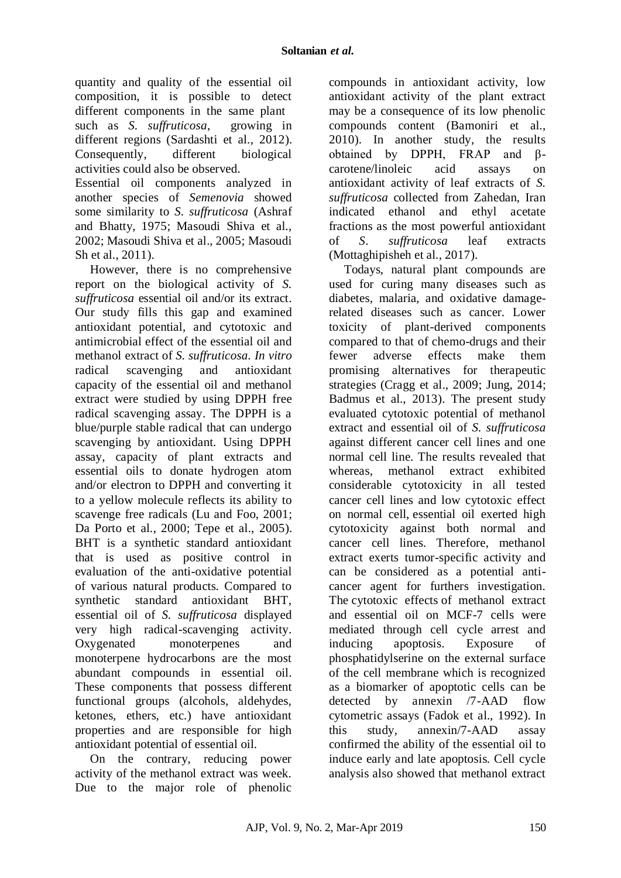quantity and quality of the essential oil composition, it is possible to detect different components in the same plant such as *S. suffruticosa*, growing in different regions (Sardashti et al., 2012). Consequently, different biological activities could also be observed.

Essential oil components analyzed in another species of *Semenovia* showed some similarity to *S. suffruticosa* (Ashraf and Bhatty, 1975; Masoudi Shiva et al., 2002; Masoudi Shiva et al., 2005; Masoudi Sh et al., 2011).

However, there is no comprehensive report on the biological activity of *S. suffruticosa* essential oil and/or its extract. Our study fills this gap and examined antioxidant potential, and cytotoxic and antimicrobial effect of the essential oil and methanol extract of *S. suffruticosa*. *In vitro* radical scavenging and antioxidant capacity of the essential oil and methanol extract were studied by using DPPH free radical scavenging assay. The DPPH is a blue/purple stable radical that can undergo scavenging by antioxidant. Using DPPH assay, capacity of plant extracts and essential oils to donate hydrogen atom and/or electron to DPPH and converting it to a yellow molecule reflects its ability to scavenge free radicals (Lu and Foo, 2001; Da Porto et al., 2000; Tepe et al., 2005). BHT is a synthetic standard antioxidant that is used as positive control in evaluation of the anti-oxidative potential of various natural products. Compared to synthetic standard antioxidant BHT, essential oil of *S. suffruticosa* displayed very high radical-scavenging activity. Oxygenated monoterpenes and monoterpene hydrocarbons are the most abundant compounds in essential oil. These components that possess different functional groups (alcohols, aldehydes, ketones, ethers, etc.) have antioxidant properties and are responsible for high antioxidant potential of essential oil.

On the contrary, reducing power activity of the methanol extract was week. Due to the major role of phenolic compounds in antioxidant activity, low antioxidant activity of the plant extract may be a consequence of its low phenolic compounds content (Bamoniri et al., 2010). In another study, the results obtained by DPPH, FRAP and β-carotene/linoleic acid assays on antioxidant activity of leaf extracts of *S. suffruticosa* collected from Zahedan, Iran indicated ethanol and ethyl acetate fractions as the most powerful antioxidant of *S. suffruticosa* leaf extracts (Mottaghipisheh et al., 2017).

Todays, natural plant compounds are used for curing many diseases such as diabetes, malaria, and oxidative damage-related diseases such as cancer. Lower toxicity of plant-derived components compared to that of chemo-drugs and their fewer adverse effects make them promising alternatives for therapeutic strategies (Cragg et al., 2009; Jung, 2014; Badmus et al., 2013). The present study evaluated cytotoxic potential of methanol extract and essential oil of *S. suffruticosa* against different cancer cell lines and one normal cell line. The results revealed that whereas, methanol extract exhibited considerable cytotoxicity in all tested cancer cell lines and low cytotoxic effect on normal cell, essential oil exerted high cytotoxicity against both normal and cancer cell lines. Therefore, methanol extract exerts tumor-specific activity and can be considered as a potential anti-cancer agent for furthers investigation. The cytotoxic effects of methanol extract and essential oil on MCF-7 cells were mediated through cell cycle arrest and inducing apoptosis. Exposure of phosphatidylserine on the external surface of the cell membrane which is recognized as a biomarker of apoptotic cells can be detected by annexin /7-AAD flow cytometric assays (Fadok et al., 1992). In this study, annexin/7-AAD assay confirmed the ability of the essential oil to induce early and late apoptosis. Cell cycle analysis also showed that methanol extract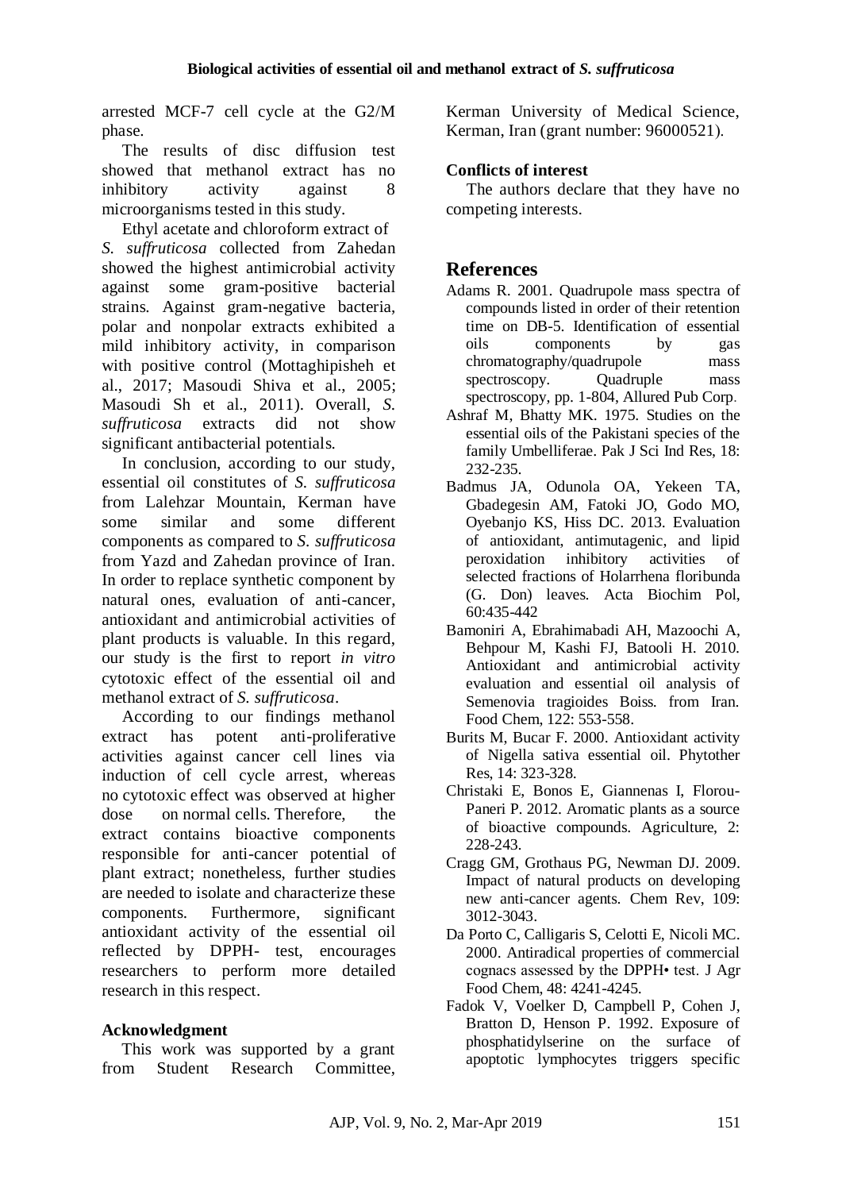arrested MCF-7 cell cycle at the G2/M phase.

The results of disc diffusion test showed that methanol extract has no inhibitory activity against 8 microorganisms tested in this study.

Ethyl acetate and chloroform extract of *S. suffruticosa* collected from Zahedan showed the highest antimicrobial activity against some gram-positive bacterial strains. Against gram-negative bacteria, polar and nonpolar extracts exhibited a mild inhibitory activity, in comparison with positive control (Mottaghipisheh et al., 2017; Masoudi Shiva et al., 2005; Masoudi Sh et al., 2011). Overall, *S. suffruticosa* extracts did not show significant antibacterial potentials.

In conclusion, according to our study, essential oil constitutes of *S. suffruticosa* from Lalehzar Mountain, Kerman have some similar and some different components as compared to *S. suffruticosa* from Yazd and Zahedan province of Iran. In order to replace synthetic component by natural ones, evaluation of anti-cancer, antioxidant and antimicrobial activities of plant products is valuable. In this regard, our study is the first to report *in vitro* cytotoxic effect of the essential oil and methanol extract of *S. suffruticosa*.

According to our findings methanol extract has potent anti-proliferative activities against cancer cell lines via induction of cell cycle arrest, whereas no cytotoxic effect was observed at higher dose on normal cells. Therefore, the extract contains bioactive components responsible for anti-cancer potential of plant extract; nonetheless, further studies are needed to isolate and characterize these components. Furthermore, significant antioxidant activity of the essential oil reflected by DPPH- test, encourages researchers to perform more detailed research in this respect.

### Acknowledgment

This work was supported by a grant from Student Research Committee, Kerman University of Medical Science, Kerman, Iran (grant number: 96000521).

### Conflicts of interest

The authors declare that they have no competing interests.

## References

Adams R. 2001. Quadrupole mass spectra of compounds listed in order of their retention time on DB-5. Identification of essential oils components by gas chromatography/quadrupole mass spectroscopy. Quadruple mass spectroscopy, pp. 1-804, Allured Pub Corp.

Ashraf M, Bhatty MK. 1975. Studies on the essential oils of the Pakistani species of the family Umbelliferae. Pak J Sci Ind Res, 18: 232-235.

Badmus JA, Odunola OA, Yekeen TA, Gbadegesin AM, Fatoki JO, Godo MO, Oyebanjo KS, Hiss DC. 2013. Evaluation of antioxidant, antimutagenic, and lipid peroxidation inhibitory activities of selected fractions of Holarrhena floribunda (G. Don) leaves. Acta Biochim Pol, 60:435-442

Bamoniri A, Ebrahimabadi AH, Mazoochi A, Behpour M, Kashi FJ, Batooli H. 2010. Antioxidant and antimicrobial activity evaluation and essential oil analysis of Semenovia tragioides Boiss. from Iran. Food Chem, 122: 553-558.

Burits M, Bucar F. 2000. Antioxidant activity of Nigella sativa essential oil. Phytother Res, 14: 323-328.

Christaki E, Bonos E, Giannenas I, Florou-Paneri P. 2012. Aromatic plants as a source of bioactive compounds. Agriculture, 2: 228-243.

Cragg GM, Grothaus PG, Newman DJ. 2009. Impact of natural products on developing new anti-cancer agents. Chem Rev, 109: 3012-3043.

Da Porto C, Calligaris S, Celotti E, Nicoli MC. 2000. Antiradical properties of commercial cognacs assessed by the DPPH• test. J Agr Food Chem, 48: 4241-4245.

Fadok V, Voelker D, Campbell P, Cohen J, Bratton D, Henson P. 1992. Exposure of phosphatidylserine on the surface of apoptotic lymphocytes triggers specific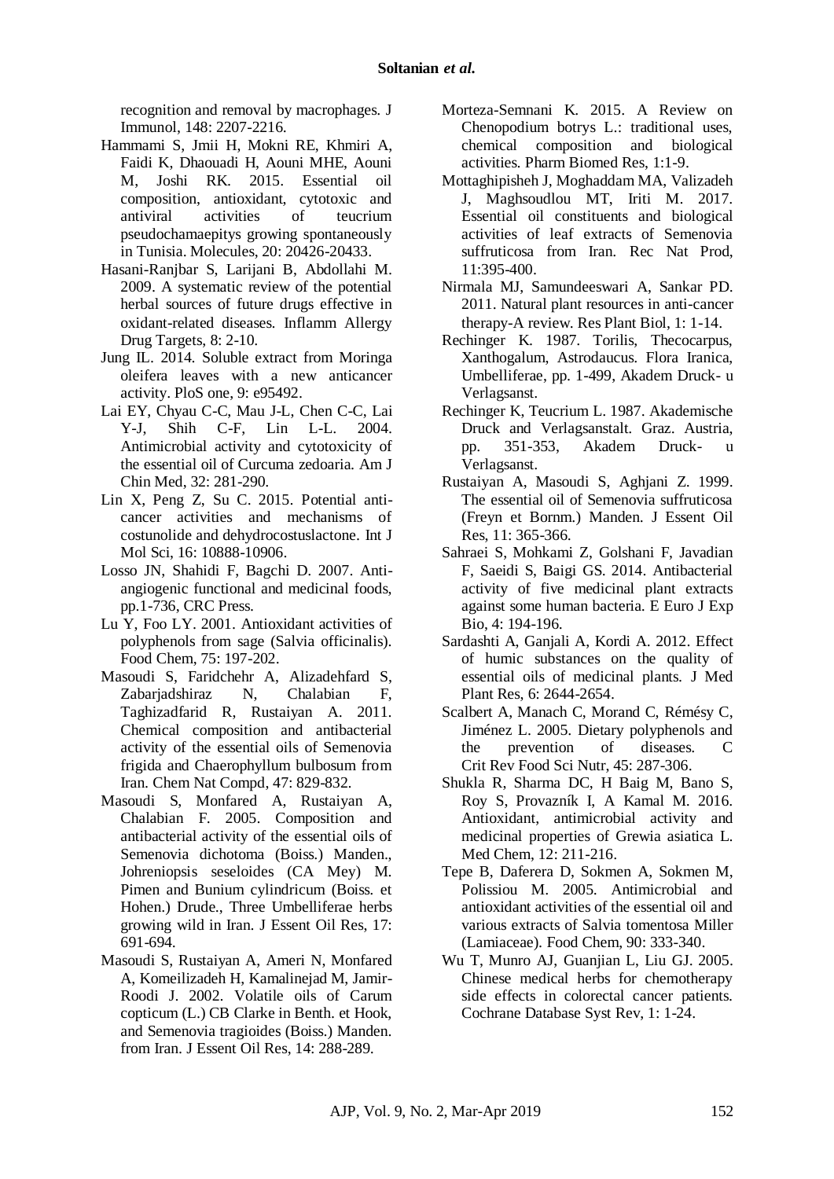recognition and removal by macrophages. J Immunol, 148: 2207-2216.

Hammami S, Jmii H, Mokni RE, Khmiri A, Faidi K, Dhaouadi H, Aouni MHE, Aouni M, Joshi RK. 2015. Essential oil composition, antioxidant, cytotoxic and antiviral activities of teucrium pseudochamaepitys growing spontaneously in Tunisia. Molecules, 20: 20426-20433.

Hasani-Ranjbar S, Larijani B, Abdollahi M. 2009. A systematic review of the potential herbal sources of future drugs effective in oxidant-related diseases. Inflamm Allergy Drug Targets, 8: 2-10.

Jung IL. 2014. Soluble extract from Moringa oleifera leaves with a new anticancer activity. PloS one, 9: e95492.

Lai EY, Chyau C-C, Mau J-L, Chen C-C, Lai Y-J, Shih C-F, Lin L-L. 2004. Antimicrobial activity and cytotoxicity of the essential oil of Curcuma zedoaria. Am J Chin Med, 32: 281-290.

Lin X, Peng Z, Su C. 2015. Potential anti-cancer activities and mechanisms of costunolide and dehydrocostuslactone. Int J Mol Sci, 16: 10888-10906.

Losso JN, Shahidi F, Bagchi D. 2007. Anti-angiogenic functional and medicinal foods, pp.1-736, CRC Press.

Lu Y, Foo LY. 2001. Antioxidant activities of polyphenols from sage (Salvia officinalis). Food Chem, 75: 197-202.

Masoudi S, Faridchehr A, Alizadehfard S, Zabarjadshiraz N, Chalabian F, Taghizadfarid R, Rustaiyan A. 2011. Chemical composition and antibacterial activity of the essential oils of Semenovia frigida and Chaerophyllum bulbosum from Iran. Chem Nat Compd, 47: 829-832.

Masoudi S, Monfared A, Rustaiyan A, Chalabian F. 2005. Composition and antibacterial activity of the essential oils of Semenovia dichotoma (Boiss.) Manden., Johreniopsis seseloides (CA Mey) M. Pimen and Bunium cylindricum (Boiss. et Hohen.) Drude., Three Umbelliferae herbs growing wild in Iran. J Essent Oil Res, 17: 691-694.

Masoudi S, Rustaiyan A, Ameri N, Monfared A, Komeilizadeh H, Kamalinejad M, Jamir-Roodi J. 2002. Volatile oils of Carum copticum (L.) CB Clarke in Benth. et Hook, and Semenovia tragioides (Boiss.) Manden. from Iran. J Essent Oil Res, 14: 288-289.

Morteza-Semnani K. 2015. A Review on Chenopodium botrys L.: traditional uses, chemical composition and biological activities. Pharm Biomed Res, 1:1-9.

Mottaghipisheh J, Moghaddam MA, Valizadeh J, Maghsoudlou MT, Iriti M. 2017. Essential oil constituents and biological activities of leaf extracts of Semenovia suffruticosa from Iran. Rec Nat Prod, 11:395-400.

Nirmala MJ, Samundeeswari A, Sankar PD. 2011. Natural plant resources in anti-cancer therapy-A review. Res Plant Biol, 1: 1-14.

Rechinger K. 1987. Torilis, Thecocarpus, Xanthogalum, Astrodaucus. Flora Iranica, Umbelliferae, pp. 1-499, Akadem Druck- u Verlagsanst.

Rechinger K, Teucrium L. 1987. Akademische Druck and Verlagsanstalt. Graz. Austria, pp. 351-353, Akadem Druck- u Verlagsanst.

Rustaiyan A, Masoudi S, Aghjani Z. 1999. The essential oil of Semenovia suffruticosa (Freyn et Bornm.) Manden. J Essent Oil Res, 11: 365-366.

Sahraei S, Mohkami Z, Golshani F, Javadian F, Saeidi S, Baigi GS. 2014. Antibacterial activity of five medicinal plant extracts against some human bacteria. E Euro J Exp Bio, 4: 194-196.

Sardashti A, Ganjali A, Kordi A. 2012. Effect of humic substances on the quality of essential oils of medicinal plants. J Med Plant Res, 6: 2644-2654.

Scalbert A, Manach C, Morand C, Rémésy C, Jiménez L. 2005. Dietary polyphenols and the prevention of diseases. C Crit Rev Food Sci Nutr, 45: 287-306.

Shukla R, Sharma DC, H Baig M, Bano S, Roy S, Provazník I, A Kamal M. 2016. Antioxidant, antimicrobial activity and medicinal properties of Grewia asiatica L. Med Chem, 12: 211-216.

Tepe B, Daferera D, Sokmen A, Sokmen M, Polissiou M. 2005. Antimicrobial and antioxidant activities of the essential oil and various extracts of Salvia tomentosa Miller (Lamiaceae). Food Chem, 90: 333-340.

Wu T, Munro AJ, Guanjian L, Liu GJ. 2005. Chinese medical herbs for chemotherapy side effects in colorectal cancer patients. Cochrane Database Syst Rev, 1: 1-24.